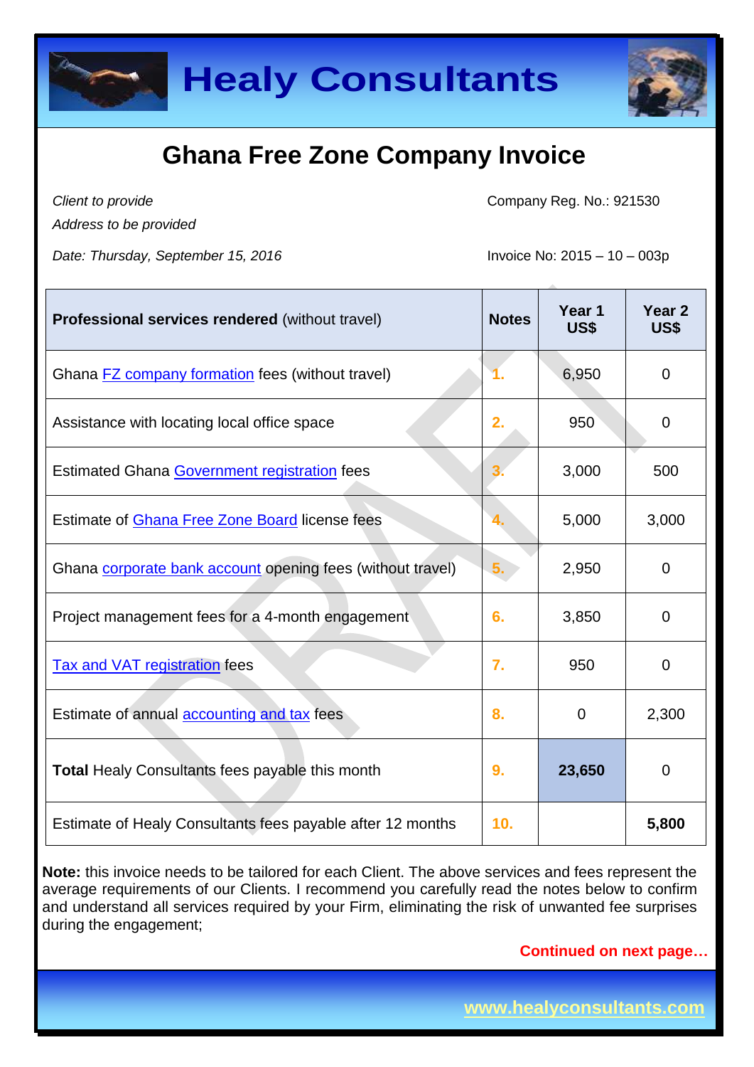# Healy Consultants

## Ghana Free Zone Company Invoice

*Client to provide*
*Address to be provided*

Company Reg. No.: 921530

*Date: Thursday, September 15, 2016*

Invoice No: 2015 – 10 – 003p

| **Professional services rendered** (without travel) | **Notes** | **Year 1 US$** | **Year 2 US$** |
|---|---|---|---|
| Ghana FZ company formation fees (without travel) | 1. | 6,950 | 0 |
| Assistance with locating local office space | 2. | 950 | 0 |
| Estimated Ghana Government registration fees | 3. | 3,000 | 500 |
| Estimate of Ghana Free Zone Board license fees | 4. | 5,000 | 3,000 |
| Ghana corporate bank account opening fees (without travel) | 5. | 2,950 | 0 |
| Project management fees for a 4-month engagement | 6. | 3,850 | 0 |
| Tax and VAT registration fees | 7. | 950 | 0 |
| Estimate of annual accounting and tax fees | 8. | 0 | 2,300 |
| **Total** Healy Consultants fees payable this month | 9. | **23,650** | 0 |
| Estimate of Healy Consultants fees payable after 12 months | 10. | | **5,800** |

**Note:** this invoice needs to be tailored for each Client. The above services and fees represent the average requirements of our Clients. I recommend you carefully read the notes below to confirm and understand all services required by your Firm, eliminating the risk of unwanted fee surprises during the engagement;

**Continued on next page…**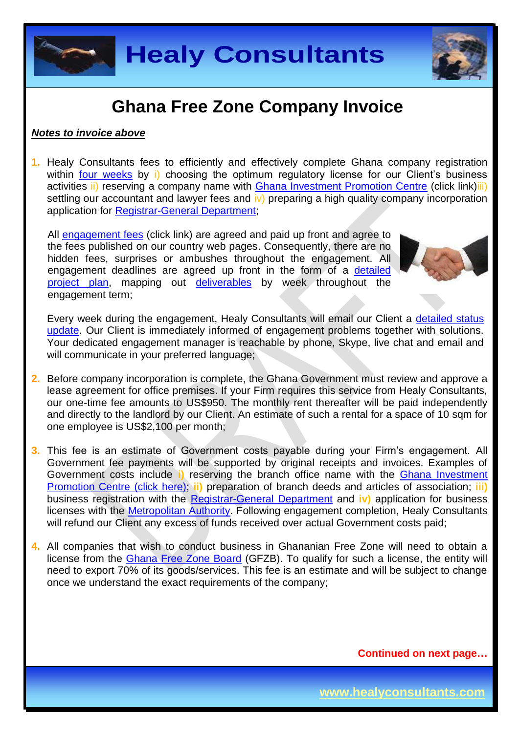# Ghana Free Zone Company Invoice

***Notes to invoice above***

1. Healy Consultants fees to efficiently and effectively complete Ghana company registration within four weeks by i) choosing the optimum regulatory license for our Client's business activities ii) reserving a company name with Ghana Investment Promotion Centre (click link)iii) settling our accountant and lawyer fees and iv) preparing a high quality company incorporation application for Registrar-General Department;

   All engagement fees (click link) are agreed and paid up front and agree to the fees published on our country web pages. Consequently, there are no hidden fees, surprises or ambushes throughout the engagement. All engagement deadlines are agreed up front in the form of a detailed project plan, mapping out deliverables by week throughout the engagement term;

   Every week during the engagement, Healy Consultants will email our Client a detailed status update. Our Client is immediately informed of engagement problems together with solutions. Your dedicated engagement manager is reachable by phone, Skype, live chat and email and will communicate in your preferred language;

2. Before company incorporation is complete, the Ghana Government must review and approve a lease agreement for office premises. If your Firm requires this service from Healy Consultants, our one-time fee amounts to US$950. The monthly rent thereafter will be paid independently and directly to the landlord by our Client. An estimate of such a rental for a space of 10 sqm for one employee is US$2,100 per month;

3. This fee is an estimate of Government costs payable during your Firm's engagement. All Government fee payments will be supported by original receipts and invoices. Examples of Government costs include i) reserving the branch office name with the Ghana Investment Promotion Centre (click here); ii) preparation of branch deeds and articles of association; iii) business registration with the Registrar-General Department and iv) application for business licenses with the Metropolitan Authority. Following engagement completion, Healy Consultants will refund our Client any excess of funds received over actual Government costs paid;

4. All companies that wish to conduct business in Ghananian Free Zone will need to obtain a license from the Ghana Free Zone Board (GFZB). To qualify for such a license, the entity will need to export 70% of its goods/services. This fee is an estimate and will be subject to change once we understand the exact requirements of the company;

**Continued on next page…**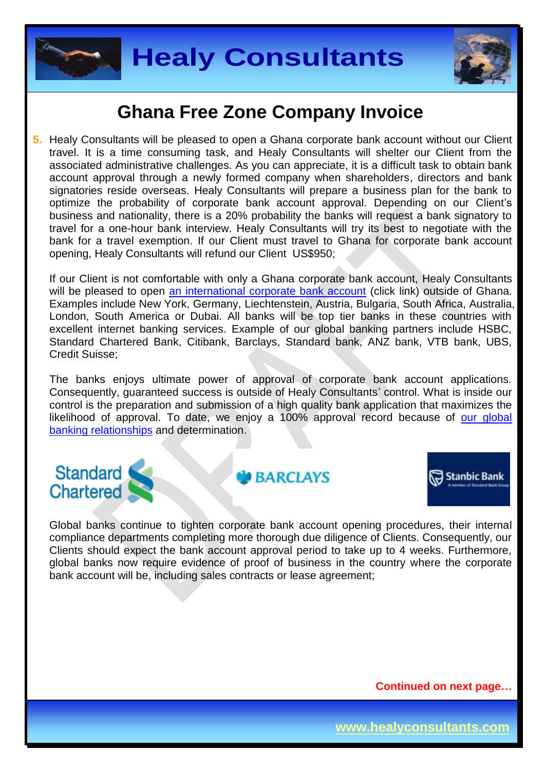# Ghana Free Zone Company Invoice

5. Healy Consultants will be pleased to open a Ghana corporate bank account without our Client travel. It is a time consuming task, and Healy Consultants will shelter our Client from the associated administrative challenges. As you can appreciate, it is a difficult task to obtain bank account approval through a newly formed company when shareholders, directors and bank signatories reside overseas. Healy Consultants will prepare a business plan for the bank to optimize the probability of corporate bank account approval. Depending on our Client's business and nationality, there is a 20% probability the banks will request a bank signatory to travel for a one-hour bank interview. Healy Consultants will try its best to negotiate with the bank for a travel exemption. If our Client must travel to Ghana for corporate bank account opening, Healy Consultants will refund our Client US$950;

   If our Client is not comfortable with only a Ghana corporate bank account, Healy Consultants will be pleased to open an international corporate bank account (click link) outside of Ghana. Examples include New York, Germany, Liechtenstein, Austria, Bulgaria, South Africa, Australia, London, South America or Dubai. All banks will be top tier banks in these countries with excellent internet banking services. Example of our global banking partners include HSBC, Standard Chartered Bank, Citibank, Barclays, Standard bank, ANZ bank, VTB bank, UBS, Credit Suisse;

   The banks enjoys ultimate power of approval of corporate bank account applications. Consequently, guaranteed success is outside of Healy Consultants' control. What is inside our control is the preparation and submission of a high quality bank application that maximizes the likelihood of approval. To date, we enjoy a 100% approval record because of our global banking relationships and determination.

   Global banks continue to tighten corporate bank account opening procedures, their internal compliance departments completing more thorough due diligence of Clients. Consequently, our Clients should expect the bank account approval period to take up to 4 weeks. Furthermore, global banks now require evidence of proof of business in the country where the corporate bank account will be, including sales contracts or lease agreement;

**Continued on next page…**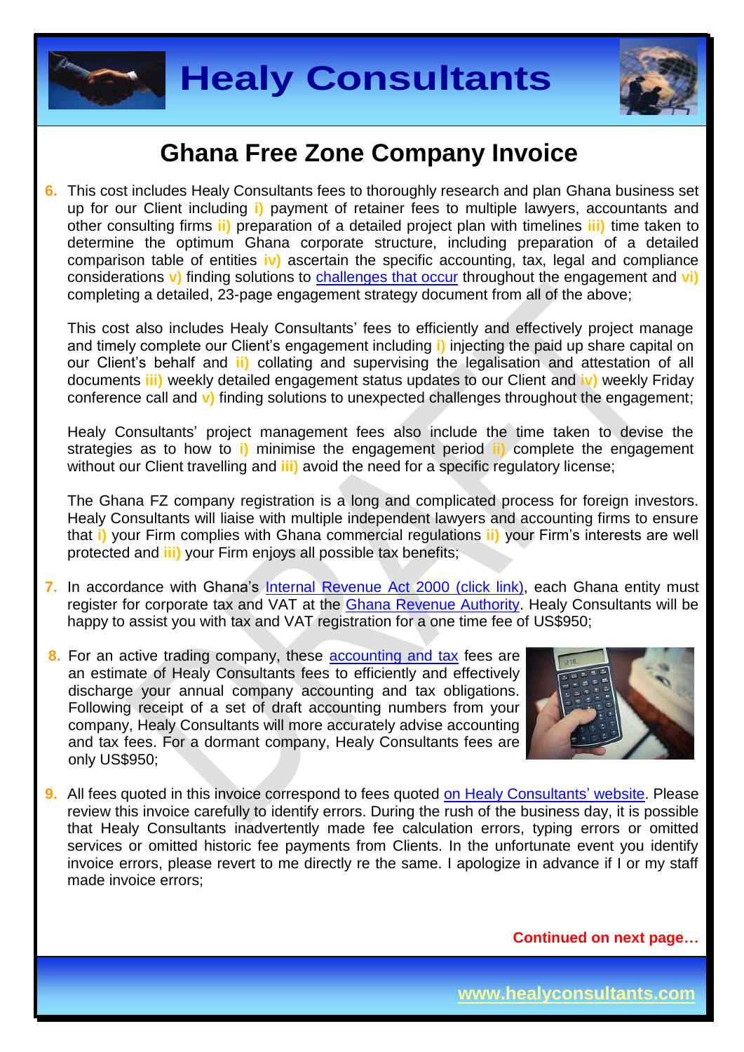# Ghana Free Zone Company Invoice

6. This cost includes Healy Consultants fees to thoroughly research and plan Ghana business set up for our Client including **i)** payment of retainer fees to multiple lawyers, accountants and other consulting firms **ii)** preparation of a detailed project plan with timelines **iii)** time taken to determine the optimum Ghana corporate structure, including preparation of a detailed comparison table of entities **iv)** ascertain the specific accounting, tax, legal and compliance considerations **v)** finding solutions to challenges that occur throughout the engagement and **vi)** completing a detailed, 23-page engagement strategy document from all of the above;

   This cost also includes Healy Consultants' fees to efficiently and effectively project manage and timely complete our Client's engagement including **i)** injecting the paid up share capital on our Client's behalf and **ii)** collating and supervising the legalisation and attestation of all documents **iii)** weekly detailed engagement status updates to our Client and **iv)** weekly Friday conference call and **v)** finding solutions to unexpected challenges throughout the engagement;

   Healy Consultants' project management fees also include the time taken to devise the strategies as to how to **i)** minimise the engagement period **ii)** complete the engagement without our Client travelling and **iii)** avoid the need for a specific regulatory license;

   The Ghana FZ company registration is a long and complicated process for foreign investors. Healy Consultants will liaise with multiple independent lawyers and accounting firms to ensure that **i)** your Firm complies with Ghana commercial regulations **ii)** your Firm's interests are well protected and **iii)** your Firm enjoys all possible tax benefits;

7. In accordance with Ghana's Internal Revenue Act 2000 (click link), each Ghana entity must register for corporate tax and VAT at the Ghana Revenue Authority. Healy Consultants will be happy to assist you with tax and VAT registration for a one time fee of US$950;

8. For an active trading company, these accounting and tax fees are an estimate of Healy Consultants fees to efficiently and effectively discharge your annual company accounting and tax obligations. Following receipt of a set of draft accounting numbers from your company, Healy Consultants will more accurately advise accounting and tax fees. For a dormant company, Healy Consultants fees are only US$950;

9. All fees quoted in this invoice correspond to fees quoted on Healy Consultants' website. Please review this invoice carefully to identify errors. During the rush of the business day, it is possible that Healy Consultants inadvertently made fee calculation errors, typing errors or omitted services or omitted historic fee payments from Clients. In the unfortunate event you identify invoice errors, please revert to me directly re the same. I apologize in advance if I or my staff made invoice errors;

**Continued on next page…**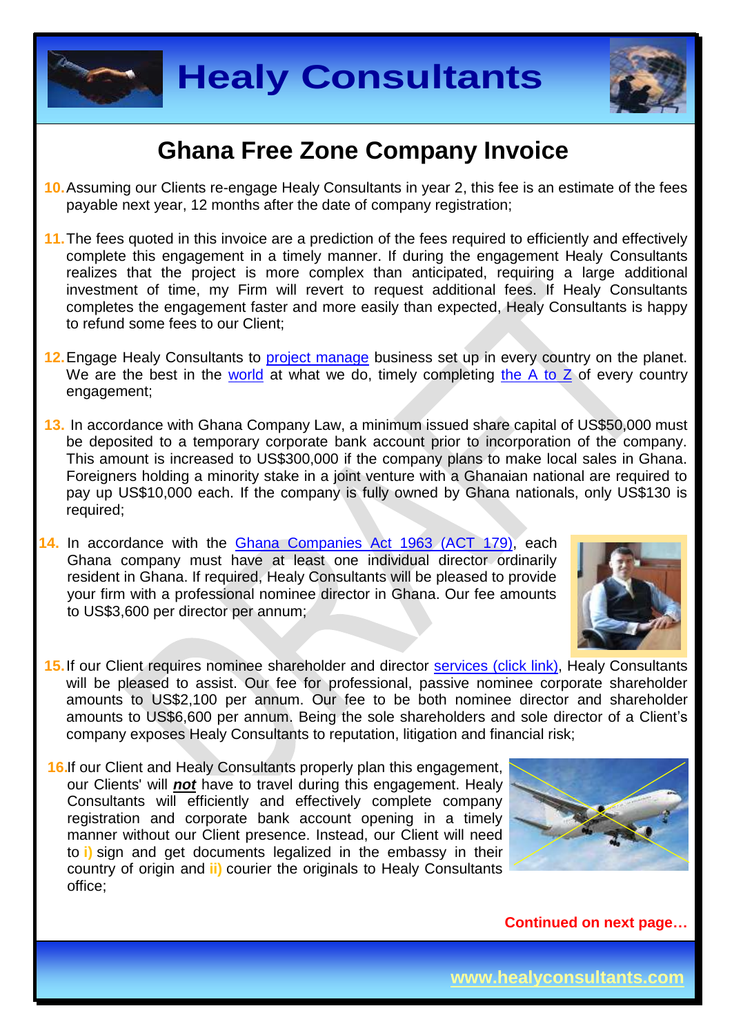# Ghana Free Zone Company Invoice

10. Assuming our Clients re-engage Healy Consultants in year 2, this fee is an estimate of the fees payable next year, 12 months after the date of company registration;

11. The fees quoted in this invoice are a prediction of the fees required to efficiently and effectively complete this engagement in a timely manner. If during the engagement Healy Consultants realizes that the project is more complex than anticipated, requiring a large additional investment of time, my Firm will revert to request additional fees. If Healy Consultants completes the engagement faster and more easily than expected, Healy Consultants is happy to refund some fees to our Client;

12. Engage Healy Consultants to project manage business set up in every country on the planet. We are the best in the world at what we do, timely completing the A to Z of every country engagement;

13. In accordance with Ghana Company Law, a minimum issued share capital of US$50,000 must be deposited to a temporary corporate bank account prior to incorporation of the company. This amount is increased to US$300,000 if the company plans to make local sales in Ghana. Foreigners holding a minority stake in a joint venture with a Ghanaian national are required to pay up US$10,000 each. If the company is fully owned by Ghana nationals, only US$130 is required;

14. In accordance with the Ghana Companies Act 1963 (ACT 179), each Ghana company must have at least one individual director ordinarily resident in Ghana. If required, Healy Consultants will be pleased to provide your firm with a professional nominee director in Ghana. Our fee amounts to US$3,600 per director per annum;

15. If our Client requires nominee shareholder and director services (click link), Healy Consultants will be pleased to assist. Our fee for professional, passive nominee corporate shareholder amounts to US$2,100 per annum. Our fee to be both nominee director and shareholder amounts to US$6,600 per annum. Being the sole shareholders and sole director of a Client's company exposes Healy Consultants to reputation, litigation and financial risk;

16. If our Client and Healy Consultants properly plan this engagement, our Clients' will ***not*** have to travel during this engagement. Healy Consultants will efficiently and effectively complete company registration and corporate bank account opening in a timely manner without our Client presence. Instead, our Client will need to **i)** sign and get documents legalized in the embassy in their country of origin and **ii)** courier the originals to Healy Consultants office;

**Continued on next page…**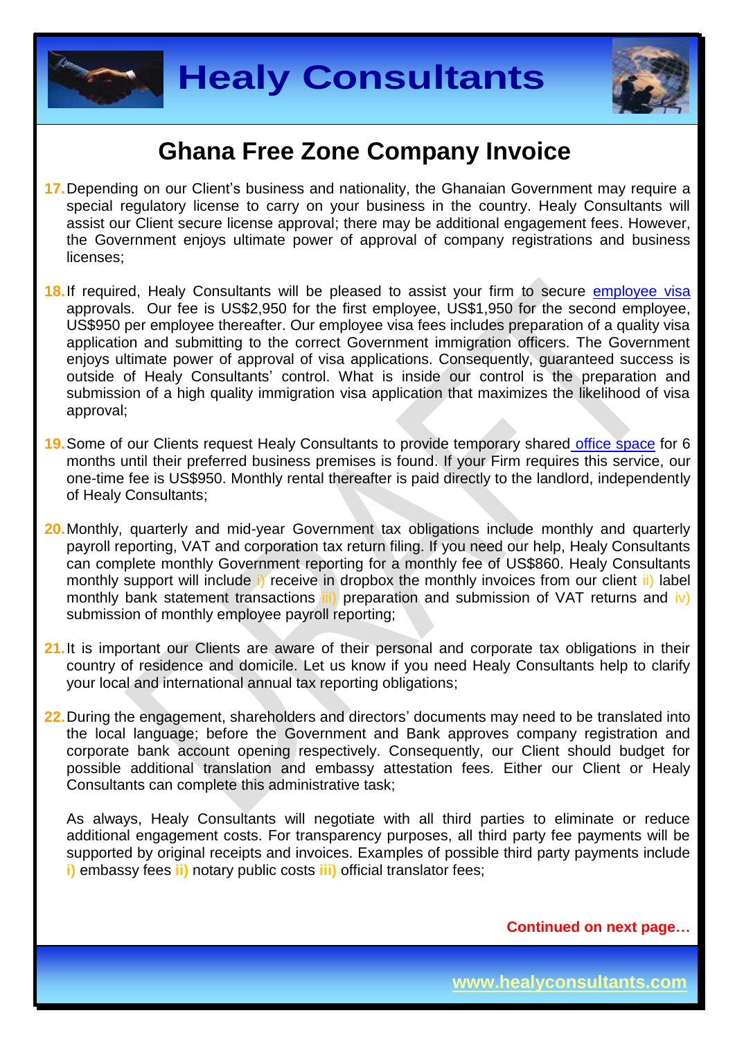# Ghana Free Zone Company Invoice

17. Depending on our Client's business and nationality, the Ghanaian Government may require a special regulatory license to carry on your business in the country. Healy Consultants will assist our Client secure license approval; there may be additional engagement fees. However, the Government enjoys ultimate power of approval of company registrations and business licenses;

18. If required, Healy Consultants will be pleased to assist your firm to secure employee visa approvals. Our fee is US$2,950 for the first employee, US$1,950 for the second employee, US$950 per employee thereafter. Our employee visa fees includes preparation of a quality visa application and submitting to the correct Government immigration officers. The Government enjoys ultimate power of approval of visa applications. Consequently, guaranteed success is outside of Healy Consultants' control. What is inside our control is the preparation and submission of a high quality immigration visa application that maximizes the likelihood of visa approval;

19. Some of our Clients request Healy Consultants to provide temporary shared office space for 6 months until their preferred business premises is found. If your Firm requires this service, our one-time fee is US$950. Monthly rental thereafter is paid directly to the landlord, independently of Healy Consultants;

20. Monthly, quarterly and mid-year Government tax obligations include monthly and quarterly payroll reporting, VAT and corporation tax return filing. If you need our help, Healy Consultants can complete monthly Government reporting for a monthly fee of US$860. Healy Consultants monthly support will include i) receive in dropbox the monthly invoices from our client ii) label monthly bank statement transactions iii) preparation and submission of VAT returns and iv) submission of monthly employee payroll reporting;

21. It is important our Clients are aware of their personal and corporate tax obligations in their country of residence and domicile. Let us know if you need Healy Consultants help to clarify your local and international annual tax reporting obligations;

22. During the engagement, shareholders and directors' documents may need to be translated into the local language; before the Government and Bank approves company registration and corporate bank account opening respectively. Consequently, our Client should budget for possible additional translation and embassy attestation fees. Either our Client or Healy Consultants can complete this administrative task;

    As always, Healy Consultants will negotiate with all third parties to eliminate or reduce additional engagement costs. For transparency purposes, all third party fee payments will be supported by original receipts and invoices. Examples of possible third party payments include **i)** embassy fees **ii)** notary public costs **iii)** official translator fees;

**Continued on next page…**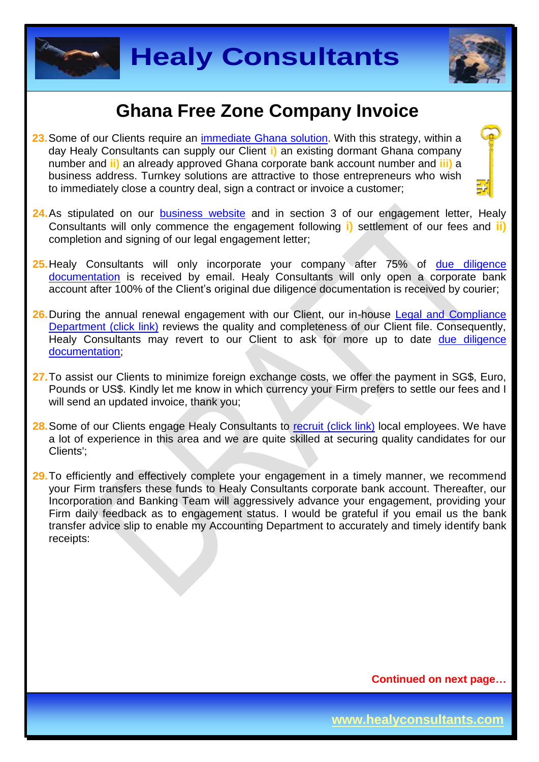## Ghana Free Zone Company Invoice

23. Some of our Clients require an immediate Ghana solution. With this strategy, within a day Healy Consultants can supply our Client **i)** an existing dormant Ghana company number and **ii)** an already approved Ghana corporate bank account number and **iii)** a business address. Turnkey solutions are attractive to those entrepreneurs who wish to immediately close a country deal, sign a contract or invoice a customer;

24. As stipulated on our business website and in section 3 of our engagement letter, Healy Consultants will only commence the engagement following **i)** settlement of our fees and **ii)** completion and signing of our legal engagement letter;

25. Healy Consultants will only incorporate your company after 75% of due diligence documentation is received by email. Healy Consultants will only open a corporate bank account after 100% of the Client's original due diligence documentation is received by courier;

26. During the annual renewal engagement with our Client, our in-house Legal and Compliance Department (click link) reviews the quality and completeness of our Client file. Consequently, Healy Consultants may revert to our Client to ask for more up to date due diligence documentation;

27. To assist our Clients to minimize foreign exchange costs, we offer the payment in SG$, Euro, Pounds or US$. Kindly let me know in which currency your Firm prefers to settle our fees and I will send an updated invoice, thank you;

28. Some of our Clients engage Healy Consultants to recruit (click link) local employees. We have a lot of experience in this area and we are quite skilled at securing quality candidates for our Clients';

29. To efficiently and effectively complete your engagement in a timely manner, we recommend your Firm transfers these funds to Healy Consultants corporate bank account. Thereafter, our Incorporation and Banking Team will aggressively advance your engagement, providing your Firm daily feedback as to engagement status. I would be grateful if you email us the bank transfer advice slip to enable my Accounting Department to accurately and timely identify bank receipts:

**Continued on next page…**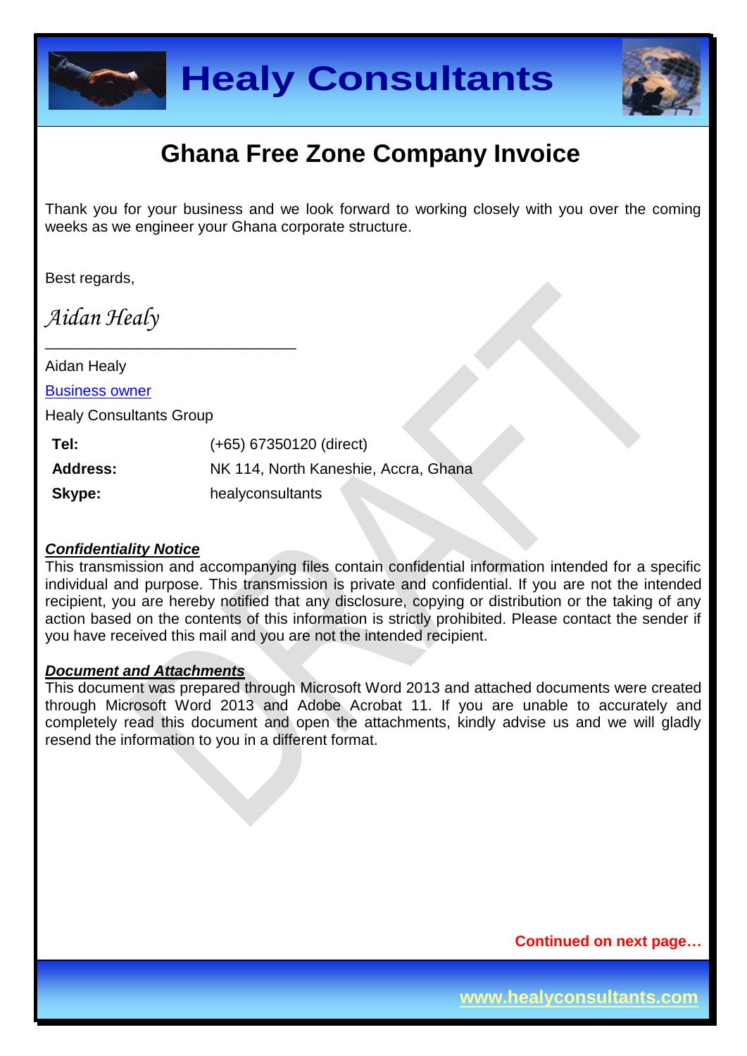# Ghana Free Zone Company Invoice

Thank you for your business and we look forward to working closely with you over the coming weeks as we engineer your Ghana corporate structure.

Best regards,

*Aidan Healy*

______________________________

Aidan Healy

Business owner

Healy Consultants Group

| | |
|---|---|
| **Tel:** | (+65) 67350120 (direct) |
| **Address:** | NK 114, North Kaneshie, Accra, Ghana |
| **Skype:** | healyconsultants |

***Confidentiality Notice***

This transmission and accompanying files contain confidential information intended for a specific individual and purpose. This transmission is private and confidential. If you are not the intended recipient, you are hereby notified that any disclosure, copying or distribution or the taking of any action based on the contents of this information is strictly prohibited. Please contact the sender if you have received this mail and you are not the intended recipient.

***Document and Attachments***

This document was prepared through Microsoft Word 2013 and attached documents were created through Microsoft Word 2013 and Adobe Acrobat 11. If you are unable to accurately and completely read this document and open the attachments, kindly advise us and we will gladly resend the information to you in a different format.

**Continued on next page…**